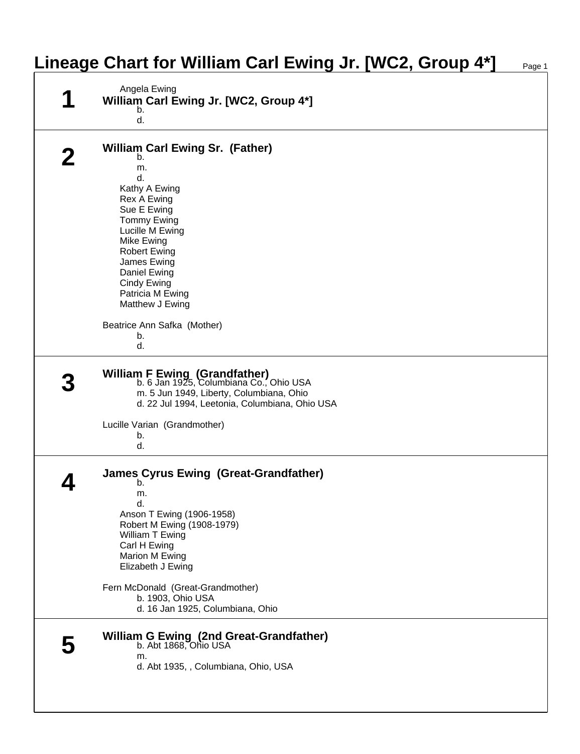# Lineage Chart for William Carl Ewing Jr. [WC2, Group 4*]

## 1

Angela Ewing

**William Carl Ewing Jr. [WC2, Group 4*]**

b.
d.

---

## 2

**William Carl Ewing Sr. (Father)**

b.
m.
d.

- Kathy A Ewing
- Rex A Ewing
- Sue E Ewing
- Tommy Ewing
- Lucille M Ewing
- Mike Ewing
- Robert Ewing
- James Ewing
- Daniel Ewing
- Cindy Ewing
- Patricia M Ewing
- Matthew J Ewing

Beatrice Ann Safka (Mother)

b.
d.

---

## 3

**William F Ewing (Grandfather)**

b. 6 Jan 1925, Columbiana Co., Ohio USA
m. 5 Jun 1949, Liberty, Columbiana, Ohio
d. 22 Jul 1994, Leetonia, Columbiana, Ohio USA

Lucille Varian (Grandmother)

b.
d.

---

## 4

**James Cyrus Ewing (Great-Grandfather)**

b.
m.
d.

- Anson T Ewing (1906-1958)
- Robert M Ewing (1908-1979)
- William T Ewing
- Carl H Ewing
- Marion M Ewing
- Elizabeth J Ewing

Fern McDonald (Great-Grandmother)

b. 1903, Ohio USA
d. 16 Jan 1925, Columbiana, Ohio

---

## 5

**William G Ewing (2nd Great-Grandfather)**

b. Abt 1868, Ohio USA
m.
d. Abt 1935, , Columbiana, Ohio, USA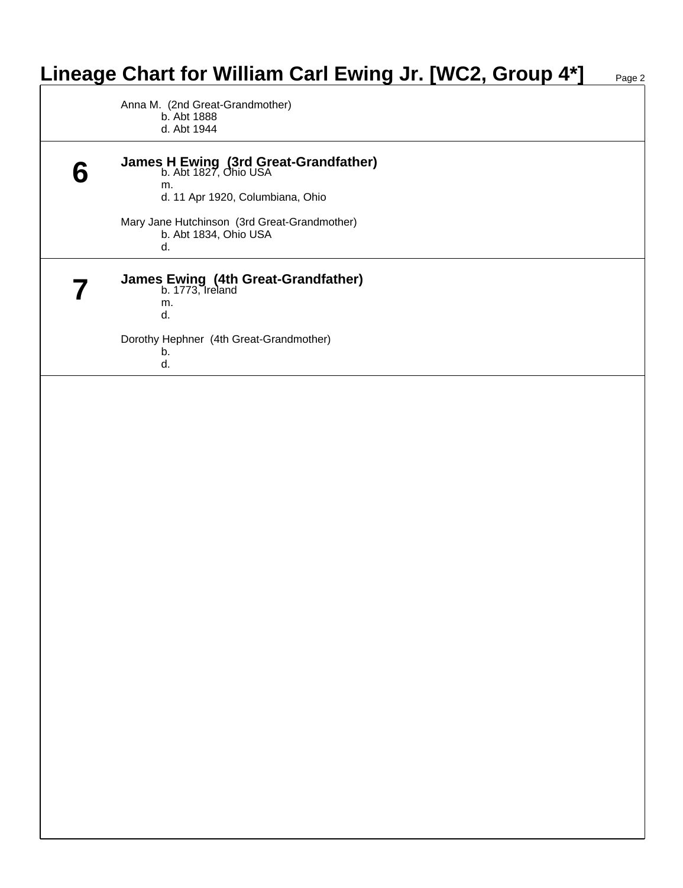# Lineage Chart for William Carl Ewing Jr. [WC2, Group 4*]

Anna M. (2nd Great-Grandmother)
b. Abt 1888
d. Abt 1944

**6**

**James H Ewing (3rd Great-Grandfather)**
b. Abt 1827, Ohio USA
m.
d. 11 Apr 1920, Columbiana, Ohio

Mary Jane Hutchinson (3rd Great-Grandmother)
b. Abt 1834, Ohio USA
d.

**7**

**James Ewing (4th Great-Grandfather)**
b. 1773, Ireland
m.
d.

Dorothy Hephner (4th Great-Grandmother)
b.
d.